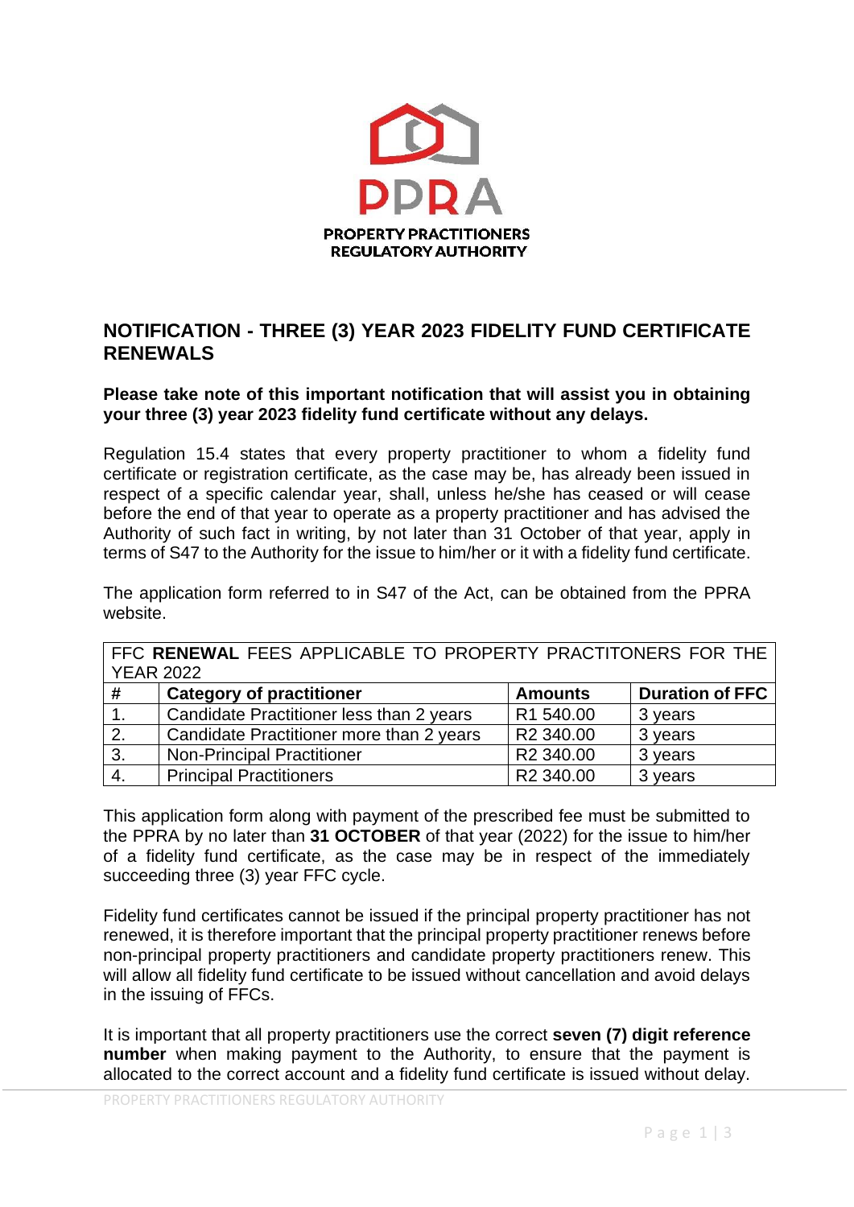PPRA

PROPERTY PRACTITIONERS REGULATORY AUTHORITY

# NOTIFICATION - THREE (3) YEAR 2023 FIDELITY FUND CERTIFICATE RENEWALS

**Please take note of this important notification that will assist you in obtaining your three (3) year 2023 fidelity fund certificate without any delays.**

Regulation 15.4 states that every property practitioner to whom a fidelity fund certificate or registration certificate, as the case may be, has already been issued in respect of a specific calendar year, shall, unless he/she has ceased or will cease before the end of that year to operate as a property practitioner and has advised the Authority of such fact in writing, by not later than 31 October of that year, apply in terms of S47 to the Authority for the issue to him/her or it with a fidelity fund certificate.

The application form referred to in S47 of the Act, can be obtained from the PPRA website.

| FFC **RENEWAL** FEES APPLICABLE TO PROPERTY PRACTITONERS FOR THE YEAR 2022 | | | |
|---|---|---|---|
| **#** | **Category of practitioner** | **Amounts** | **Duration of FFC** |
| 1. | Candidate Practitioner less than 2 years | R1 540.00 | 3 years |
| 2. | Candidate Practitioner more than 2 years | R2 340.00 | 3 years |
| 3. | Non-Principal Practitioner | R2 340.00 | 3 years |
| 4. | Principal Practitioners | R2 340.00 | 3 years |

This application form along with payment of the prescribed fee must be submitted to the PPRA by no later than **31 OCTOBER** of that year (2022) for the issue to him/her of a fidelity fund certificate, as the case may be in respect of the immediately succeeding three (3) year FFC cycle.

Fidelity fund certificates cannot be issued if the principal property practitioner has not renewed, it is therefore important that the principal property practitioner renews before non-principal property practitioners and candidate property practitioners renew. This will allow all fidelity fund certificate to be issued without cancellation and avoid delays in the issuing of FFCs.

It is important that all property practitioners use the correct **seven (7) digit reference number** when making payment to the Authority, to ensure that the payment is allocated to the correct account and a fidelity fund certificate is issued without delay.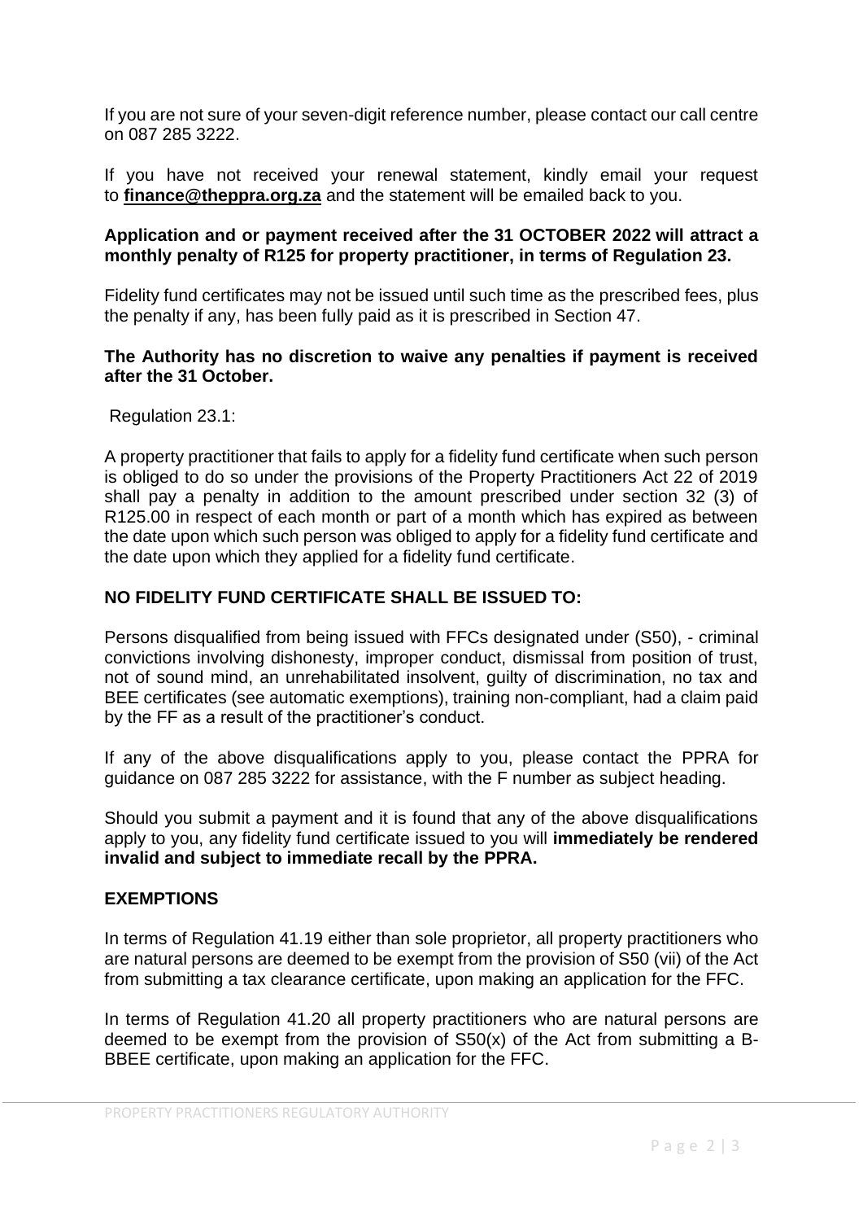If you are not sure of your seven-digit reference number, please contact our call centre on 087 285 3222.

If you have not received your renewal statement, kindly email your request to **finance@theppra.org.za** and the statement will be emailed back to you.

**Application and or payment received after the 31 OCTOBER 2022 will attract a monthly penalty of R125 for property practitioner, in terms of Regulation 23.**

Fidelity fund certificates may not be issued until such time as the prescribed fees, plus the penalty if any, has been fully paid as it is prescribed in Section 47.

**The Authority has no discretion to waive any penalties if payment is received after the 31 October.**

Regulation 23.1:

A property practitioner that fails to apply for a fidelity fund certificate when such person is obliged to do so under the provisions of the Property Practitioners Act 22 of 2019 shall pay a penalty in addition to the amount prescribed under section 32 (3) of R125.00 in respect of each month or part of a month which has expired as between the date upon which such person was obliged to apply for a fidelity fund certificate and the date upon which they applied for a fidelity fund certificate.

**NO FIDELITY FUND CERTIFICATE SHALL BE ISSUED TO:**

Persons disqualified from being issued with FFCs designated under (S50), - criminal convictions involving dishonesty, improper conduct, dismissal from position of trust, not of sound mind, an unrehabilitated insolvent, guilty of discrimination, no tax and BEE certificates (see automatic exemptions), training non-compliant, had a claim paid by the FF as a result of the practitioner's conduct.

If any of the above disqualifications apply to you, please contact the PPRA for guidance on 087 285 3222 for assistance, with the F number as subject heading.

Should you submit a payment and it is found that any of the above disqualifications apply to you, any fidelity fund certificate issued to you will **immediately be rendered invalid and subject to immediate recall by the PPRA.**

**EXEMPTIONS**

In terms of Regulation 41.19 either than sole proprietor, all property practitioners who are natural persons are deemed to be exempt from the provision of S50 (vii) of the Act from submitting a tax clearance certificate, upon making an application for the FFC.

In terms of Regulation 41.20 all property practitioners who are natural persons are deemed to be exempt from the provision of S50(x) of the Act from submitting a B-BBEE certificate, upon making an application for the FFC.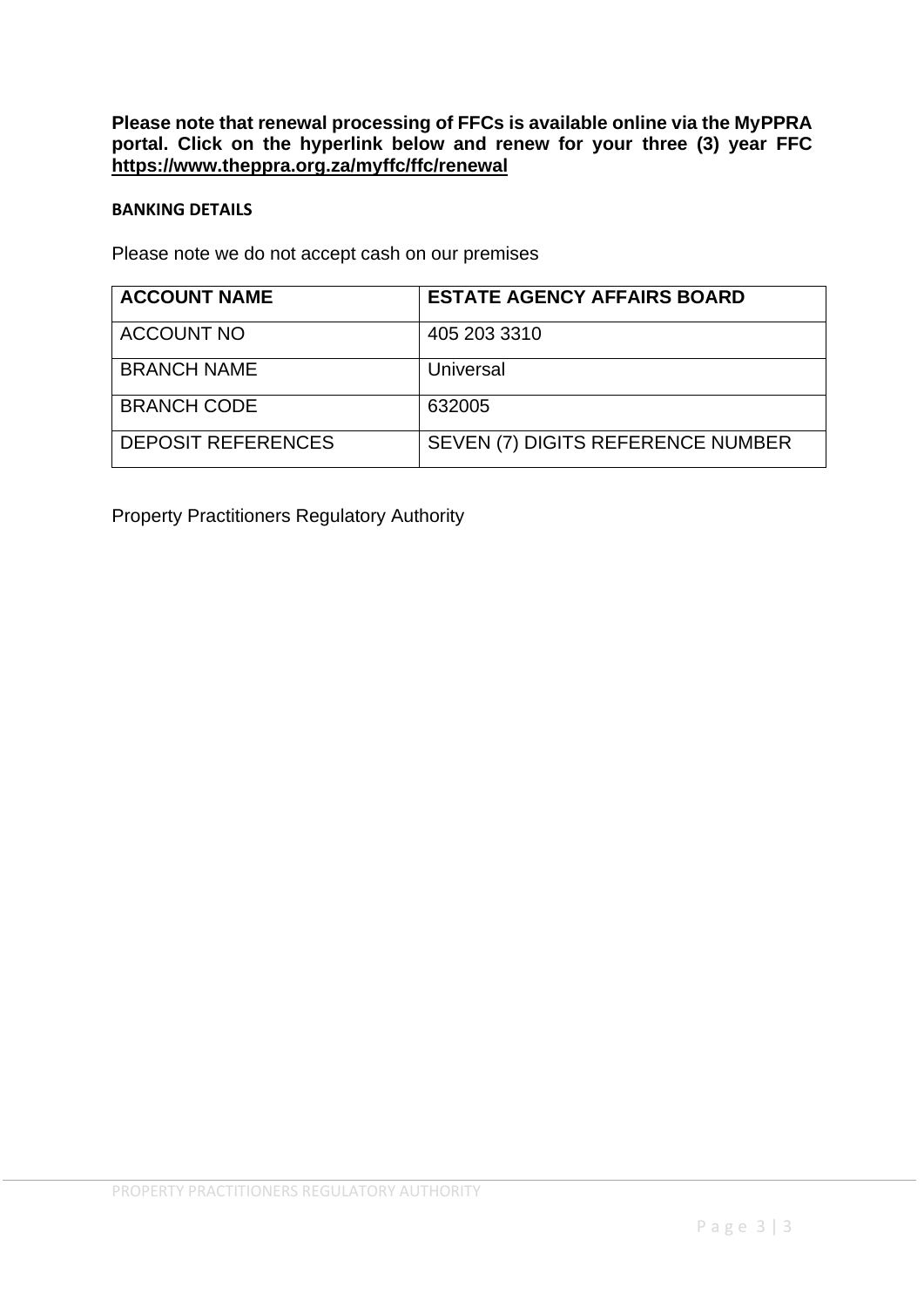**Please note that renewal processing of FFCs is available online via the MyPPRA portal. Click on the hyperlink below and renew for your three (3) year FFC https://www.theppra.org.za/myffc/ffc/renewal**

**BANKING DETAILS**

Please note we do not accept cash on our premises

| **ACCOUNT NAME** | **ESTATE AGENCY AFFAIRS BOARD** |
| --- | --- |
| ACCOUNT NO | 405 203 3310 |
| BRANCH NAME | Universal |
| BRANCH CODE | 632005 |
| DEPOSIT REFERENCES | SEVEN (7) DIGITS REFERENCE NUMBER |

Property Practitioners Regulatory Authority